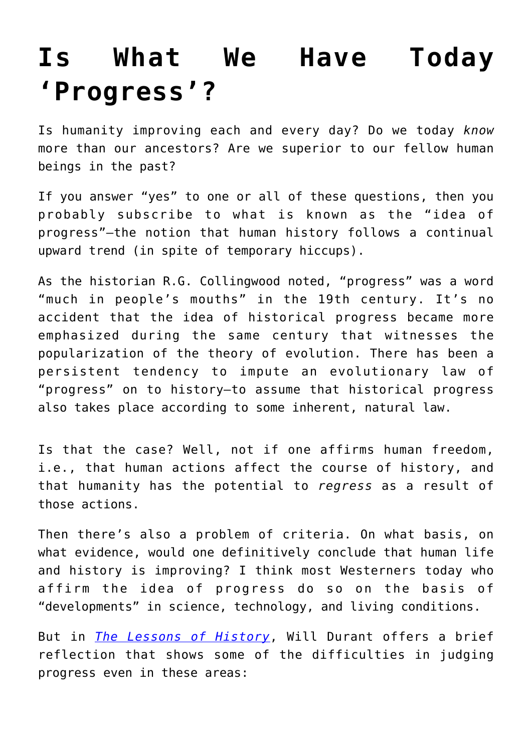# Is What We Have Today 'Progress'?

Is humanity improving each and every day? Do we today *know* more than our ancestors? Are we superior to our fellow human beings in the past?

If you answer "yes" to one or all of these questions, then you probably subscribe to what is known as the "idea of progress"—the notion that human history follows a continual upward trend (in spite of temporary hiccups).

As the historian R.G. Collingwood noted, "progress" was a word "much in people's mouths" in the 19th century. It's no accident that the idea of historical progress became more emphasized during the same century that witnesses the popularization of the theory of evolution. There has been a persistent tendency to impute an evolutionary law of "progress" on to history—to assume that historical progress also takes place according to some inherent, natural law.

Is that the case? Well, not if one affirms human freedom, i.e., that human actions affect the course of history, and that humanity has the potential to *regress* as a result of those actions.

Then there's also a problem of criteria. On what basis, on what evidence, would one definitively conclude that human life and history is improving? I think most Westerners today who affirm the idea of progress do so on the basis of "developments" in science, technology, and living conditions.

But in *The Lessons of History*, Will Durant offers a brief reflection that shows some of the difficulties in judging progress even in these areas: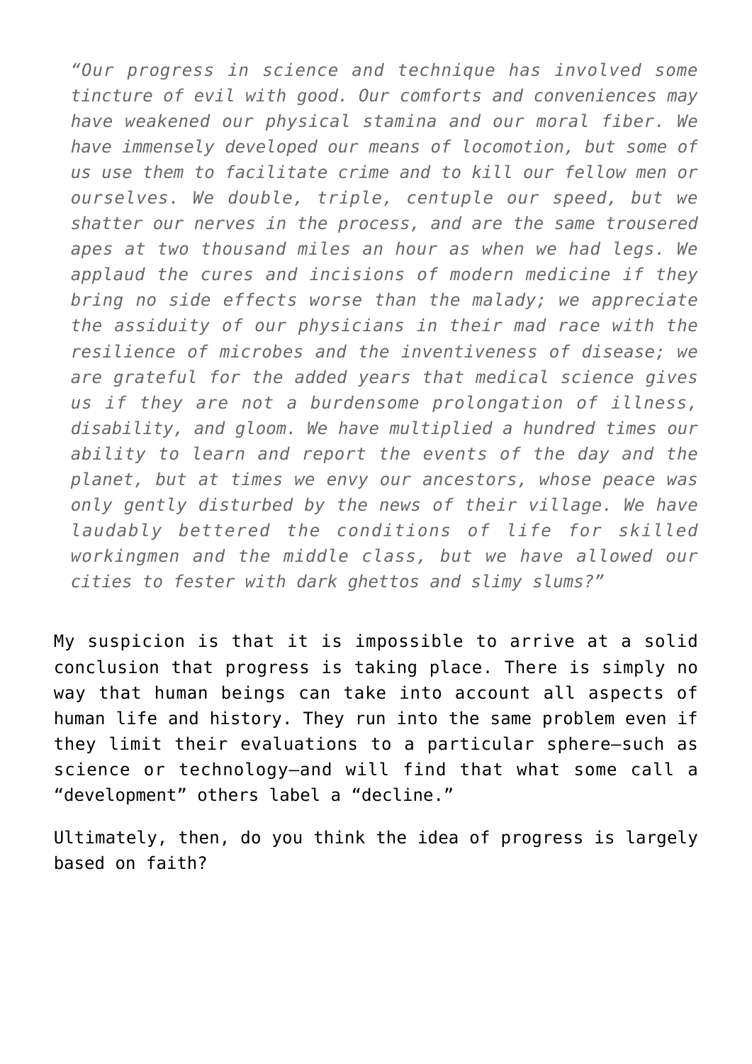> *"Our progress in science and technique has involved some tincture of evil with good. Our comforts and conveniences may have weakened our physical stamina and our moral fiber. We have immensely developed our means of locomotion, but some of us use them to facilitate crime and to kill our fellow men or ourselves. We double, triple, centuple our speed, but we shatter our nerves in the process, and are the same trousered apes at two thousand miles an hour as when we had legs. We applaud the cures and incisions of modern medicine if they bring no side effects worse than the malady; we appreciate the assiduity of our physicians in their mad race with the resilience of microbes and the inventiveness of disease; we are grateful for the added years that medical science gives us if they are not a burdensome prolongation of illness, disability, and gloom. We have multiplied a hundred times our ability to learn and report the events of the day and the planet, but at times we envy our ancestors, whose peace was only gently disturbed by the news of their village. We have laudably bettered the conditions of life for skilled workingmen and the middle class, but we have allowed our cities to fester with dark ghettos and slimy slums?"*

My suspicion is that it is impossible to arrive at a solid conclusion that progress is taking place. There is simply no way that human beings can take into account all aspects of human life and history. They run into the same problem even if they limit their evaluations to a particular sphere—such as science or technology—and will find that what some call a "development" others label a "decline."

Ultimately, then, do you think the idea of progress is largely based on faith?